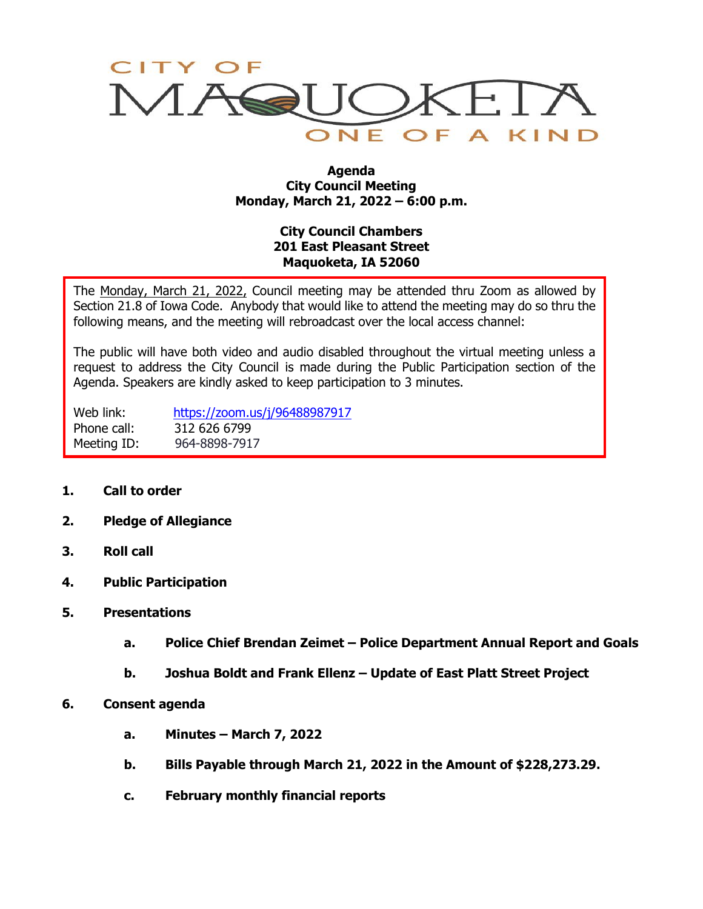CITY OF MAQUOKETA

ONE OF A KIND

**Agenda**
**City Council Meeting**
**Monday, March 21, 2022 – 6:00 p.m.**

**City Council Chambers**
**201 East Pleasant Street**
**Maquoketa, IA 52060**

The Monday, March 21, 2022, Council meeting may be attended thru Zoom as allowed by Section 21.8 of Iowa Code. Anybody that would like to attend the meeting may do so thru the following means, and the meeting will rebroadcast over the local access channel:

The public will have both video and audio disabled throughout the virtual meeting unless a request to address the City Council is made during the Public Participation section of the Agenda. Speakers are kindly asked to keep participation to 3 minutes.

| | |
|---|---|
| Web link: | https://zoom.us/j/96488987917 |
| Phone call: | 312 626 6799 |
| Meeting ID: | 964-8898-7917 |

1. **Call to order**
2. **Pledge of Allegiance**
3. **Roll call**
4. **Public Participation**
5. **Presentations**
    a. **Police Chief Brendan Zeimet – Police Department Annual Report and Goals**
    b. **Joshua Boldt and Frank Ellenz – Update of East Platt Street Project**
6. **Consent agenda**
    a. **Minutes – March 7, 2022**
    b. **Bills Payable through March 21, 2022 in the Amount of $228,273.29.**
    c. **February monthly financial reports**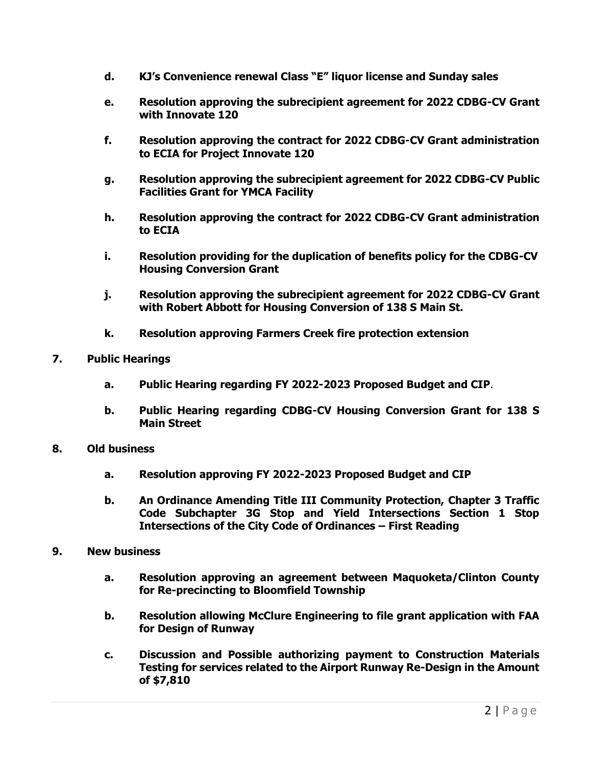- **d. KJ's Convenience renewal Class "E" liquor license and Sunday sales**
- **e. Resolution approving the subrecipient agreement for 2022 CDBG-CV Grant with Innovate 120**
- **f. Resolution approving the contract for 2022 CDBG-CV Grant administration to ECIA for Project Innovate 120**
- **g. Resolution approving the subrecipient agreement for 2022 CDBG-CV Public Facilities Grant for YMCA Facility**
- **h. Resolution approving the contract for 2022 CDBG-CV Grant administration to ECIA**
- **i. Resolution providing for the duplication of benefits policy for the CDBG-CV Housing Conversion Grant**
- **j. Resolution approving the subrecipient agreement for 2022 CDBG-CV Grant with Robert Abbott for Housing Conversion of 138 S Main St.**
- **k. Resolution approving Farmers Creek fire protection extension**

**7. Public Hearings**

- **a. Public Hearing regarding FY 2022-2023 Proposed Budget and CIP**.
- **b. Public Hearing regarding CDBG-CV Housing Conversion Grant for 138 S Main Street**

**8. Old business**

- **a. Resolution approving FY 2022-2023 Proposed Budget and CIP**
- **b. An Ordinance Amending Title III Community Protection, Chapter 3 Traffic Code Subchapter 3G Stop and Yield Intersections Section 1 Stop Intersections of the City Code of Ordinances – First Reading**

**9. New business**

- **a. Resolution approving an agreement between Maquoketa/Clinton County for Re-precincting to Bloomfield Township**
- **b. Resolution allowing McClure Engineering to file grant application with FAA for Design of Runway**
- **c. Discussion and Possible authorizing payment to Construction Materials Testing for services related to the Airport Runway Re-Design in the Amount of $7,810**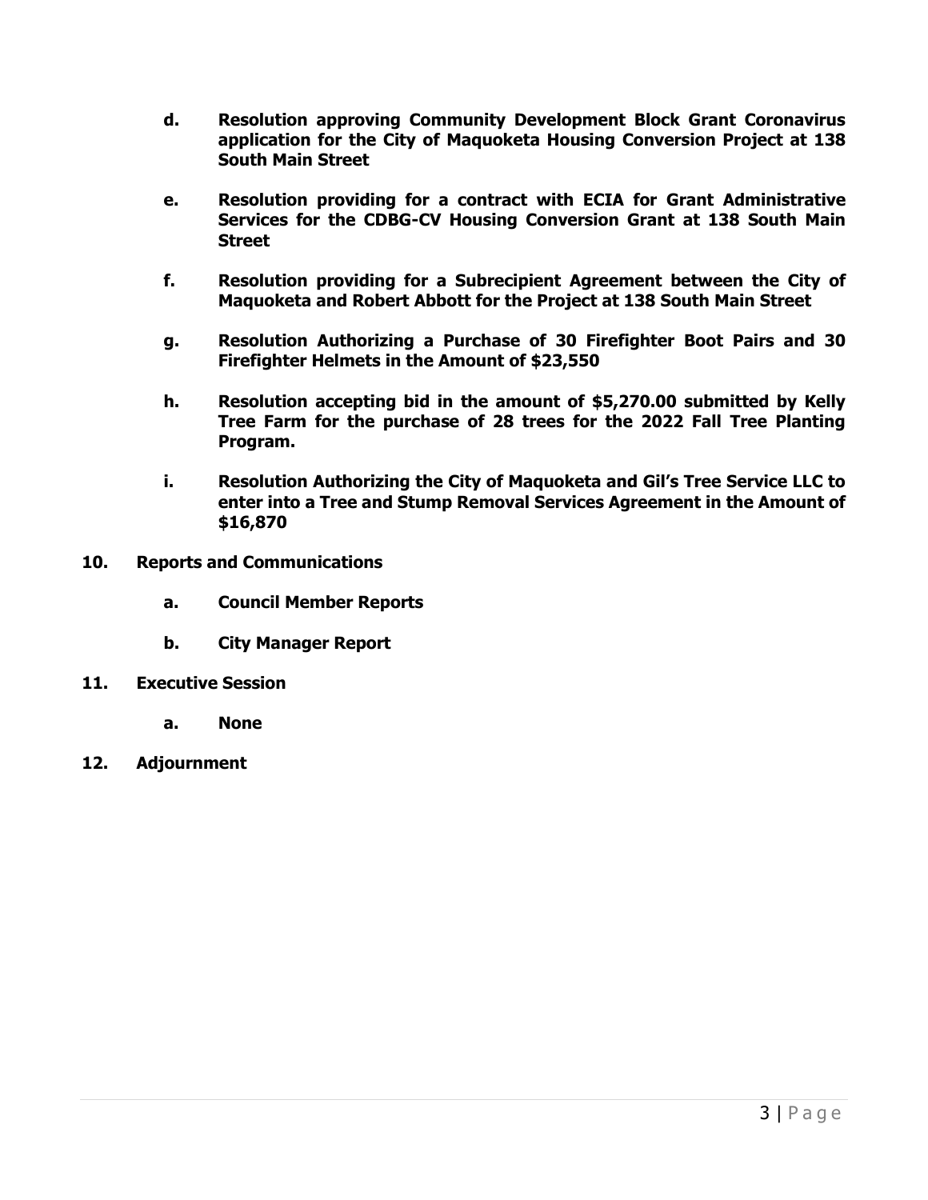- **d.** **Resolution approving Community Development Block Grant Coronavirus application for the City of Maquoketa Housing Conversion Project at 138 South Main Street**

- **e.** **Resolution providing for a contract with ECIA for Grant Administrative Services for the CDBG-CV Housing Conversion Grant at 138 South Main Street**

- **f.** **Resolution providing for a Subrecipient Agreement between the City of Maquoketa and Robert Abbott for the Project at 138 South Main Street**

- **g.** **Resolution Authorizing a Purchase of 30 Firefighter Boot Pairs and 30 Firefighter Helmets in the Amount of $23,550**

- **h.** **Resolution accepting bid in the amount of $5,270.00 submitted by Kelly Tree Farm for the purchase of 28 trees for the 2022 Fall Tree Planting Program.**

- **i.** **Resolution Authorizing the City of Maquoketa and Gil's Tree Service LLC to enter into a Tree and Stump Removal Services Agreement in the Amount of $16,870**

**10. Reports and Communications**

- **a.** **Council Member Reports**

- **b.** **City Manager Report**

**11. Executive Session**

- **a.** **None**

**12. Adjournment**